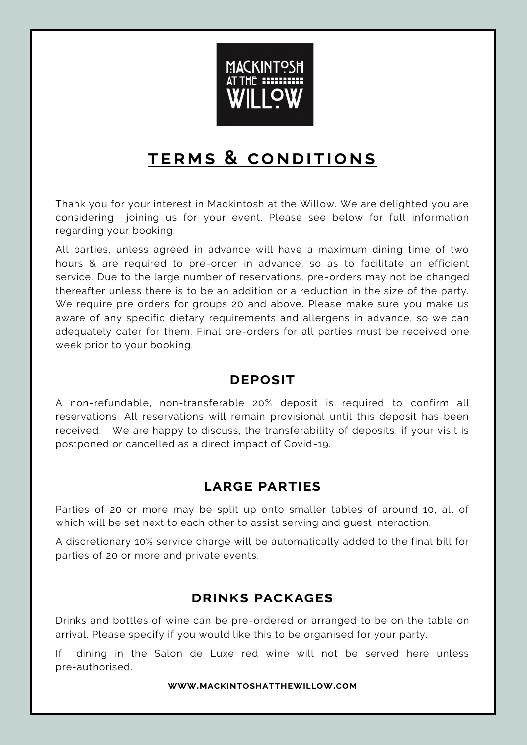# TERMS & CONDITIONS

Thank you for your interest in Mackintosh at the Willow. We are delighted you are considering joining us for your event. Please see below for full information regarding your booking.

All parties, unless agreed in advance will have a maximum dining time of two hours & are required to pre-order in advance, so as to facilitate an efficient service. Due to the large number of reservations, pre-orders may not be changed thereafter unless there is to be an addition or a reduction in the size of the party. We require pre orders for groups 20 and above. Please make sure you make us aware of any specific dietary requirements and allergens in advance, so we can adequately cater for them. Final pre-orders for all parties must be received one week prior to your booking.

## DEPOSIT

A non-refundable, non-transferable 20% deposit is required to confirm all reservations. All reservations will remain provisional until this deposit has been received. We are happy to discuss, the transferability of deposits, if your visit is postponed or cancelled as a direct impact of Covid-19.

## LARGE PARTIES

Parties of 20 or more may be split up onto smaller tables of around 10, all of which will be set next to each other to assist serving and guest interaction.

A discretionary 10% service charge will be automatically added to the final bill for parties of 20 or more and private events.

## DRINKS PACKAGES

Drinks and bottles of wine can be pre-ordered or arranged to be on the table on arrival. Please specify if you would like this to be organised for your party.

If dining in the Salon de Luxe red wine will not be served here unless pre-authorised.

**WWW.MACKINTOSHATTHEWILLOW.COM**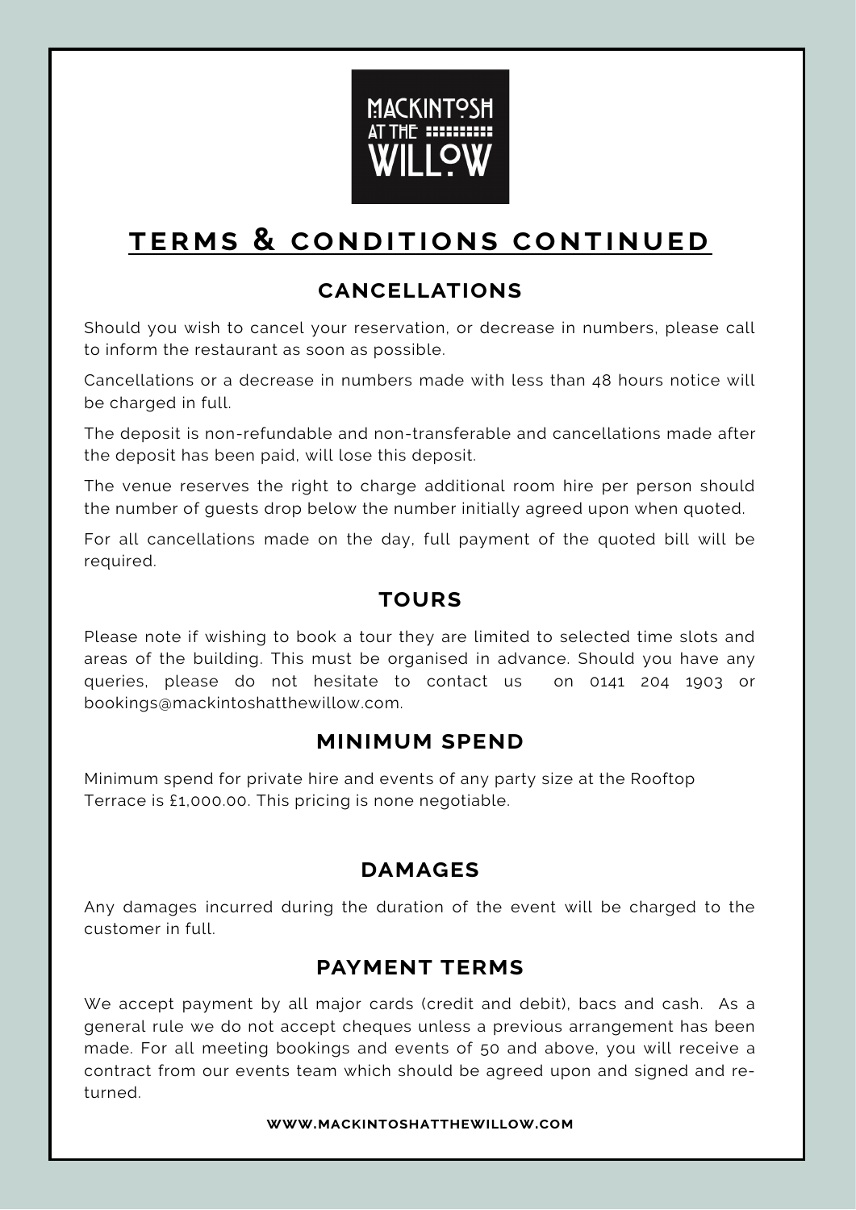MACKINTOSH AT THE WILLOW

# TERMS & CONDITIONS CONTINUED

## CANCELLATIONS

Should you wish to cancel your reservation, or decrease in numbers, please call to inform the restaurant as soon as possible.

Cancellations or a decrease in numbers made with less than 48 hours notice will be charged in full.

The deposit is non-refundable and non-transferable and cancellations made after the deposit has been paid, will lose this deposit.

The venue reserves the right to charge additional room hire per person should the number of guests drop below the number initially agreed upon when quoted.

For all cancellations made on the day, full payment of the quoted bill will be required.

## TOURS

Please note if wishing to book a tour they are limited to selected time slots and areas of the building. This must be organised in advance. Should you have any queries, please do not hesitate to contact us on 0141 204 1903 or bookings@mackintoshatthewillow.com.

## MINIMUM SPEND

Minimum spend for private hire and events of any party size at the Rooftop Terrace is £1,000.00. This pricing is none negotiable.

## DAMAGES

Any damages incurred during the duration of the event will be charged to the customer in full.

## PAYMENT TERMS

We accept payment by all major cards (credit and debit), bacs and cash. As a general rule we do not accept cheques unless a previous arrangement has been made. For all meeting bookings and events of 50 and above, you will receive a contract from our events team which should be agreed upon and signed and re-turned.

**WWW.MACKINTOSHATTHEWILLOW.COM**